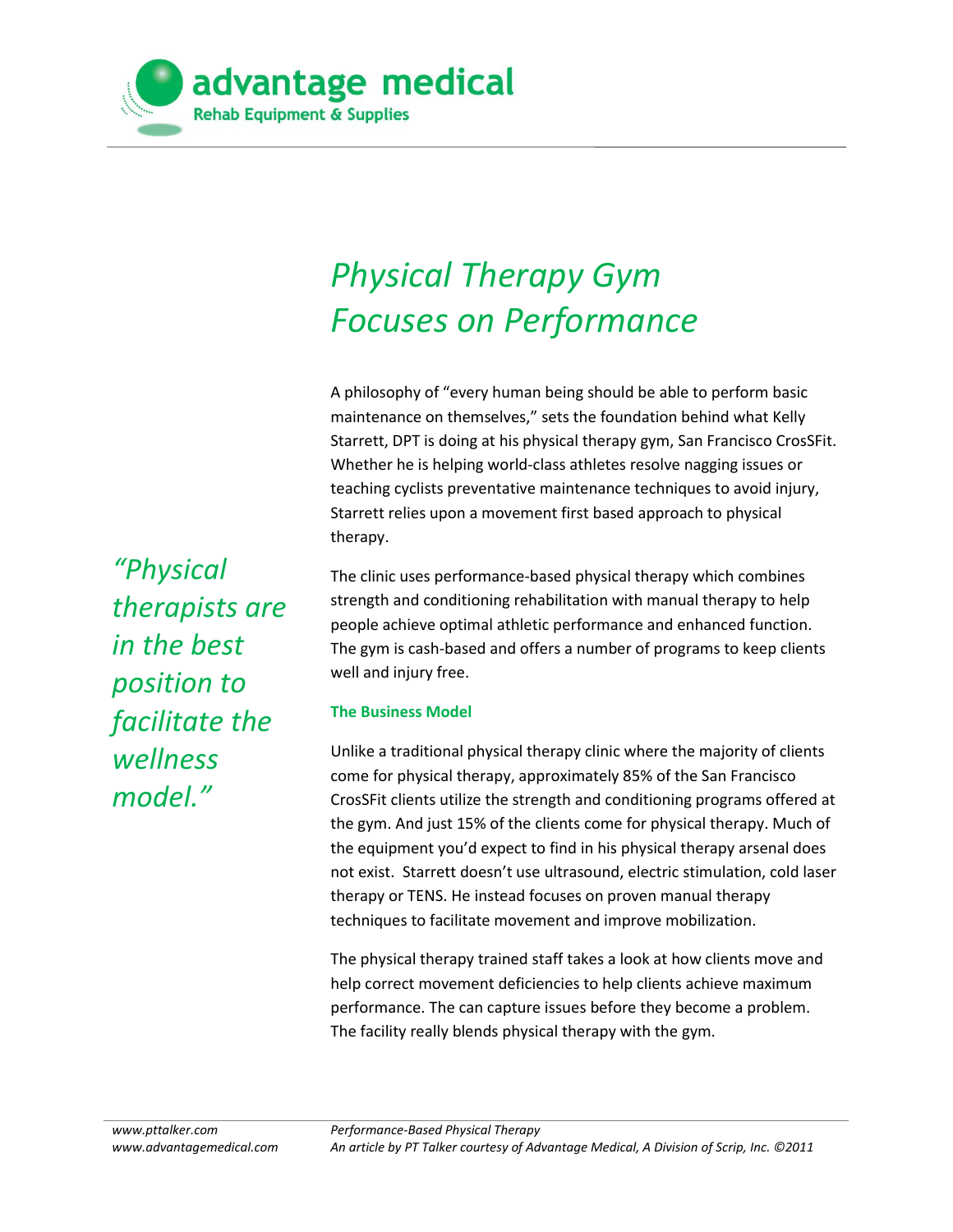advantage medical

Rehab Equipment & Supplies

# *Physical Therapy Gym Focuses on Performance*

A philosophy of "every human being should be able to perform basic maintenance on themselves," sets the foundation behind what Kelly Starrett, DPT is doing at his physical therapy gym, San Francisco CrossFit. Whether he is helping world-class athletes resolve nagging issues or teaching cyclists preventative maintenance techniques to avoid injury, Starrett relies upon a movement first based approach to physical therapy.

*"Physical therapists are in the best position to facilitate the wellness model."*

The clinic uses performance-based physical therapy which combines strength and conditioning rehabilitation with manual therapy to help people achieve optimal athletic performance and enhanced function. The gym is cash-based and offers a number of programs to keep clients well and injury free.

### The Business Model

Unlike a traditional physical therapy clinic where the majority of clients come for physical therapy, approximately 85% of the San Francisco CrossFit clients utilize the strength and conditioning programs offered at the gym. And just 15% of the clients come for physical therapy. Much of the equipment you'd expect to find in his physical therapy arsenal does not exist. Starrett doesn't use ultrasound, electric stimulation, cold laser therapy or TENS. He instead focuses on proven manual therapy techniques to facilitate movement and improve mobilization.

The physical therapy trained staff takes a look at how clients move and help correct movement deficiencies to help clients achieve maximum performance. The can capture issues before they become a problem. The facility really blends physical therapy with the gym.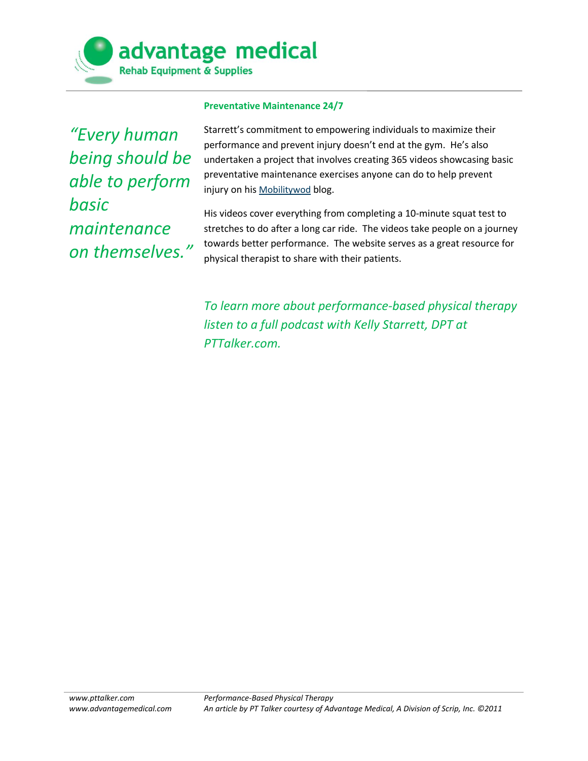### Preventative Maintenance 24/7

*"Every human being should be able to perform basic maintenance on themselves."*

Starrett's commitment to empowering individuals to maximize their performance and prevent injury doesn't end at the gym. He's also undertaken a project that involves creating 365 videos showcasing basic preventative maintenance exercises anyone can do to help prevent injury on his Mobilitywod blog.

His videos cover everything from completing a 10-minute squat test to stretches to do after a long car ride. The videos take people on a journey towards better performance. The website serves as a great resource for physical therapist to share with their patients.

*To learn more about performance-based physical therapy listen to a full podcast with Kelly Starrett, DPT at PTTalker.com.*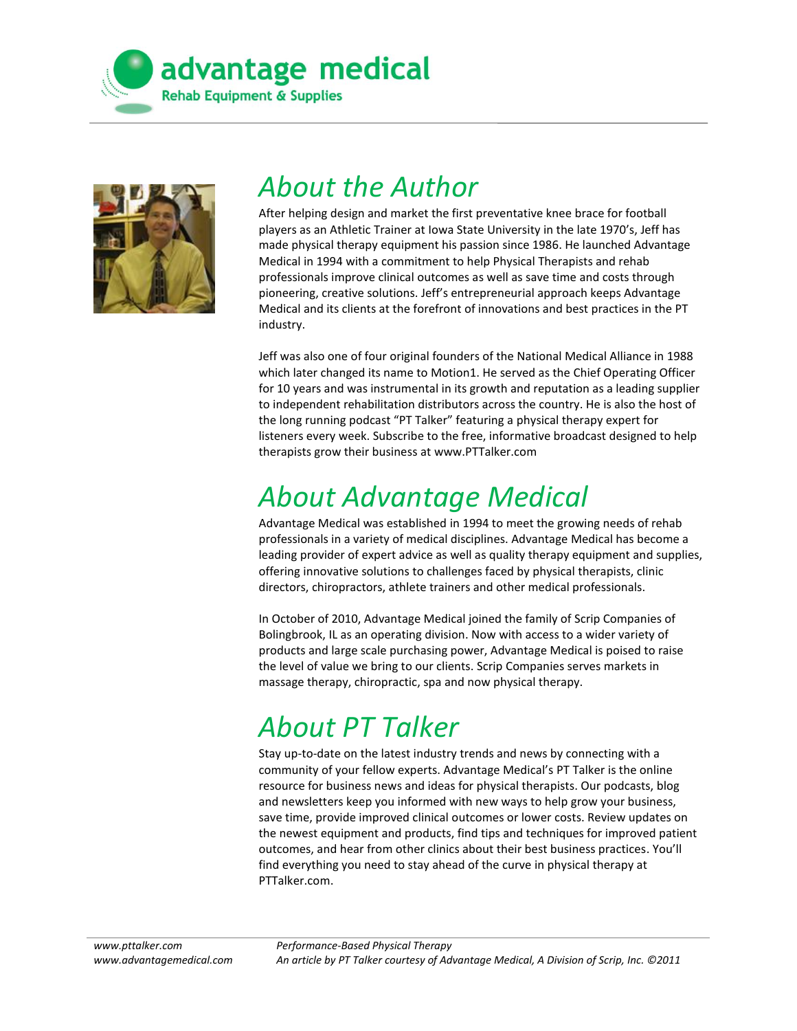## About the Author

After helping design and market the first preventative knee brace for football players as an Athletic Trainer at Iowa State University in the late 1970's, Jeff has made physical therapy equipment his passion since 1986. He launched Advantage Medical in 1994 with a commitment to help Physical Therapists and rehab professionals improve clinical outcomes as well as save time and costs through pioneering, creative solutions. Jeff's entrepreneurial approach keeps Advantage Medical and its clients at the forefront of innovations and best practices in the PT industry.

Jeff was also one of four original founders of the National Medical Alliance in 1988 which later changed its name to Motion1. He served as the Chief Operating Officer for 10 years and was instrumental in its growth and reputation as a leading supplier to independent rehabilitation distributors across the country. He is also the host of the long running podcast "PT Talker" featuring a physical therapy expert for listeners every week. Subscribe to the free, informative broadcast designed to help therapists grow their business at www.PTTalker.com

## About Advantage Medical

Advantage Medical was established in 1994 to meet the growing needs of rehab professionals in a variety of medical disciplines. Advantage Medical has become a leading provider of expert advice as well as quality therapy equipment and supplies, offering innovative solutions to challenges faced by physical therapists, clinic directors, chiropractors, athlete trainers and other medical professionals.

In October of 2010, Advantage Medical joined the family of Scrip Companies of Bolingbrook, IL as an operating division. Now with access to a wider variety of products and large scale purchasing power, Advantage Medical is poised to raise the level of value we bring to our clients. Scrip Companies serves markets in massage therapy, chiropractic, spa and now physical therapy.

## About PT Talker

Stay up-to-date on the latest industry trends and news by connecting with a community of your fellow experts. Advantage Medical's PT Talker is the online resource for business news and ideas for physical therapists. Our podcasts, blog and newsletters keep you informed with new ways to help grow your business, save time, provide improved clinical outcomes or lower costs. Review updates on the newest equipment and products, find tips and techniques for improved patient outcomes, and hear from other clinics about their best business practices. You'll find everything you need to stay ahead of the curve in physical therapy at PTTalker.com.